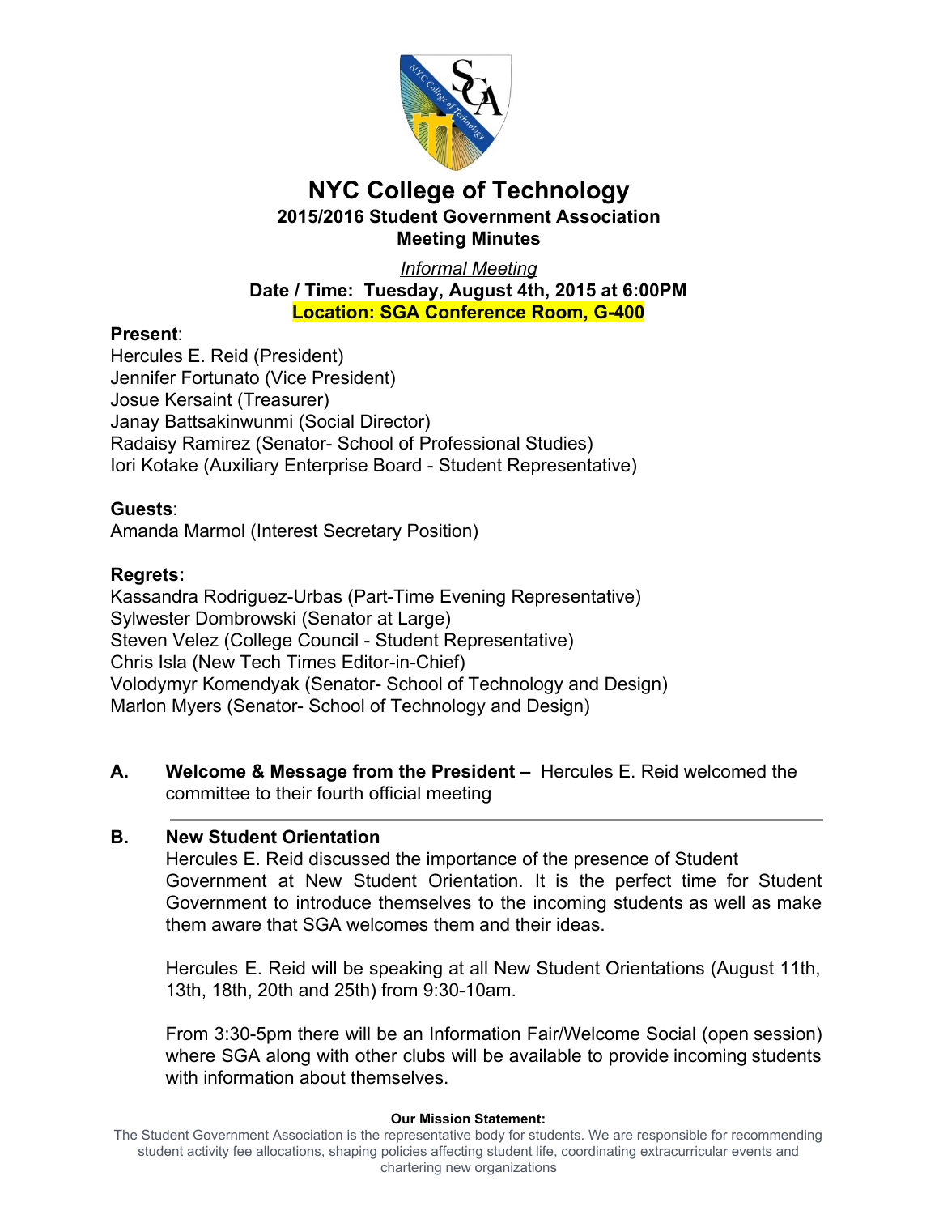# NYC College of Technology

## 2015/2016 Student Government Association

## Meeting Minutes

*Informal Meeting*

**Date / Time: Tuesday, August 4th, 2015 at 6:00PM**

**Location: SGA Conference Room, G-400**

**Present**:

Hercules E. Reid (President)
Jennifer Fortunato (Vice President)
Josue Kersaint (Treasurer)
Janay Battsakinwunmi (Social Director)
Radaisy Ramirez (Senator- School of Professional Studies)
Iori Kotake (Auxiliary Enterprise Board - Student Representative)

**Guests**:

Amanda Marmol (Interest Secretary Position)

**Regrets:**

Kassandra Rodriguez-Urbas (Part-Time Evening Representative)
Sylwester Dombrowski (Senator at Large)
Steven Velez (College Council - Student Representative)
Chris Isla (New Tech Times Editor-in-Chief)
Volodymyr Komendyak (Senator- School of Technology and Design)
Marlon Myers (Senator- School of Technology and Design)

**A. Welcome & Message from the President –** Hercules E. Reid welcomed the committee to their fourth official meeting

---

**B. New Student Orientation**

Hercules E. Reid discussed the importance of the presence of Student Government at New Student Orientation. It is the perfect time for Student Government to introduce themselves to the incoming students as well as make them aware that SGA welcomes them and their ideas.

Hercules E. Reid will be speaking at all New Student Orientations (August 11th, 13th, 18th, 20th and 25th) from 9:30-10am.

From 3:30-5pm there will be an Information Fair/Welcome Social (open session) where SGA along with other clubs will be available to provide incoming students with information about themselves.

**Our Mission Statement:**

The Student Government Association is the representative body for students. We are responsible for recommending student activity fee allocations, shaping policies affecting student life, coordinating extracurricular events and chartering new organizations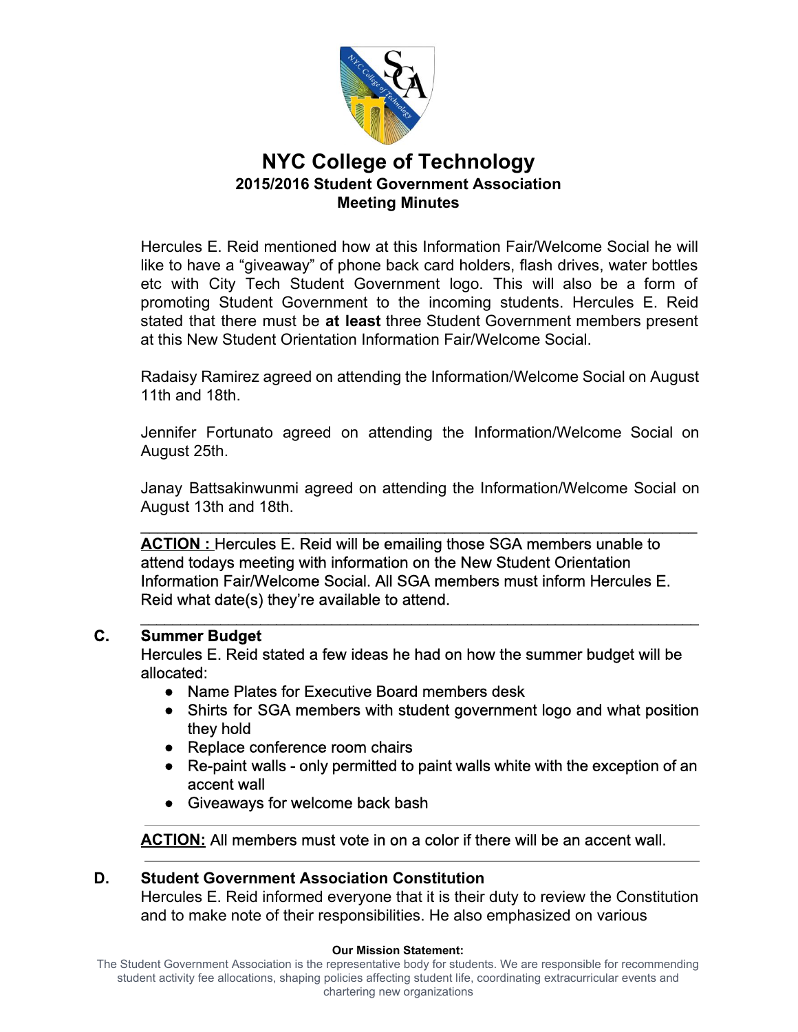# NYC College of Technology

## 2015/2016 Student Government Association

## Meeting Minutes

Hercules E. Reid mentioned how at this Information Fair/Welcome Social he will like to have a "giveaway" of phone back card holders, flash drives, water bottles etc with City Tech Student Government logo. This will also be a form of promoting Student Government to the incoming students. Hercules E. Reid stated that there must be **at least** three Student Government members present at this New Student Orientation Information Fair/Welcome Social.

Radaisy Ramirez agreed on attending the Information/Welcome Social on August 11th and 18th.

Jennifer Fortunato agreed on attending the Information/Welcome Social on August 25th.

Janay Battsakinwunmi agreed on attending the Information/Welcome Social on August 13th and 18th.

---

**ACTION :** Hercules E. Reid will be emailing those SGA members unable to attend todays meeting with information on the New Student Orientation Information Fair/Welcome Social. All SGA members must inform Hercules E. Reid what date(s) they're available to attend.

---

**C. Summer Budget**

Hercules E. Reid stated a few ideas he had on how the summer budget will be allocated:

- Name Plates for Executive Board members desk
- Shirts for SGA members with student government logo and what position they hold
- Replace conference room chairs
- Re-paint walls - only permitted to paint walls white with the exception of an accent wall
- Giveaways for welcome back bash

---

**ACTION:** All members must vote in on a color if there will be an accent wall.

---

**D. Student Government Association Constitution**

Hercules E. Reid informed everyone that it is their duty to review the Constitution and to make note of their responsibilities. He also emphasized on various

**Our Mission Statement:**
The Student Government Association is the representative body for students. We are responsible for recommending student activity fee allocations, shaping policies affecting student life, coordinating extracurricular events and chartering new organizations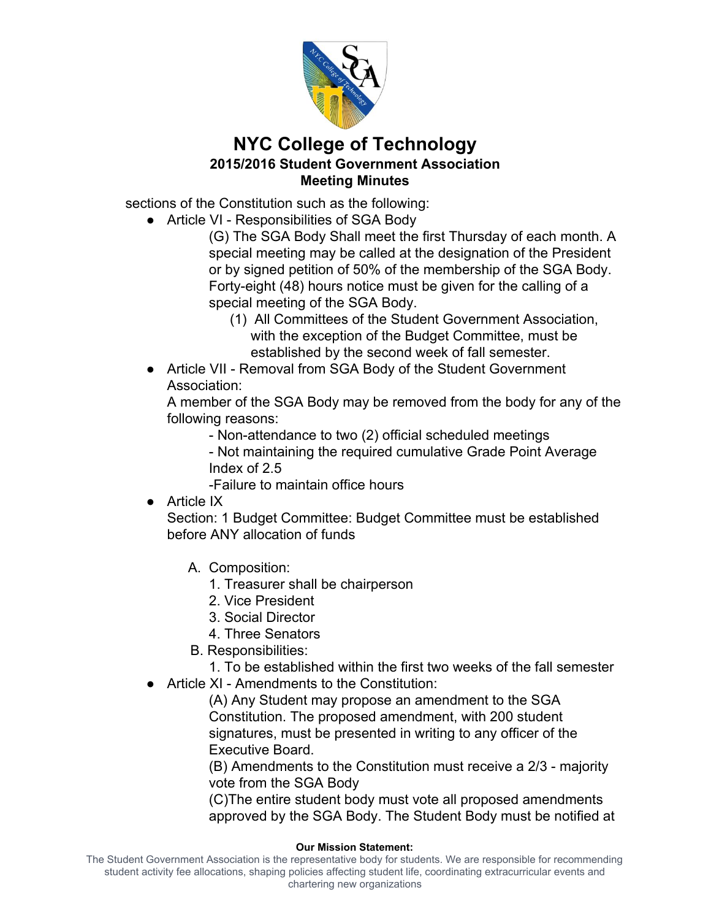sections of the Constitution such as the following:

- Article VI - Responsibilities of SGA Body
  - (G) The SGA Body Shall meet the first Thursday of each month. A special meeting may be called at the designation of the President or by signed petition of 50% of the membership of the SGA Body. Forty-eight (48) hours notice must be given for the calling of a special meeting of the SGA Body.
    1. All Committees of the Student Government Association, with the exception of the Budget Committee, must be established by the second week of fall semester.
- Article VII - Removal from SGA Body of the Student Government Association:
  A member of the SGA Body may be removed from the body for any of the following reasons:
  - Non-attendance to two (2) official scheduled meetings
  - Not maintaining the required cumulative Grade Point Average Index of 2.5
  - Failure to maintain office hours
- Article IX
  Section: 1 Budget Committee: Budget Committee must be established before ANY allocation of funds

  A. Composition:
     1. Treasurer shall be chairperson
     2. Vice President
     3. Social Director
     4. Three Senators

  B. Responsibilities:
     1. To be established within the first two weeks of the fall semester
- Article XI - Amendments to the Constitution:
  - (A) Any Student may propose an amendment to the SGA Constitution. The proposed amendment, with 200 student signatures, must be presented in writing to any officer of the Executive Board.
  - (B) Amendments to the Constitution must receive a 2/3 - majority vote from the SGA Body
  - (C)The entire student body must vote all proposed amendments approved by the SGA Body. The Student Body must be notified at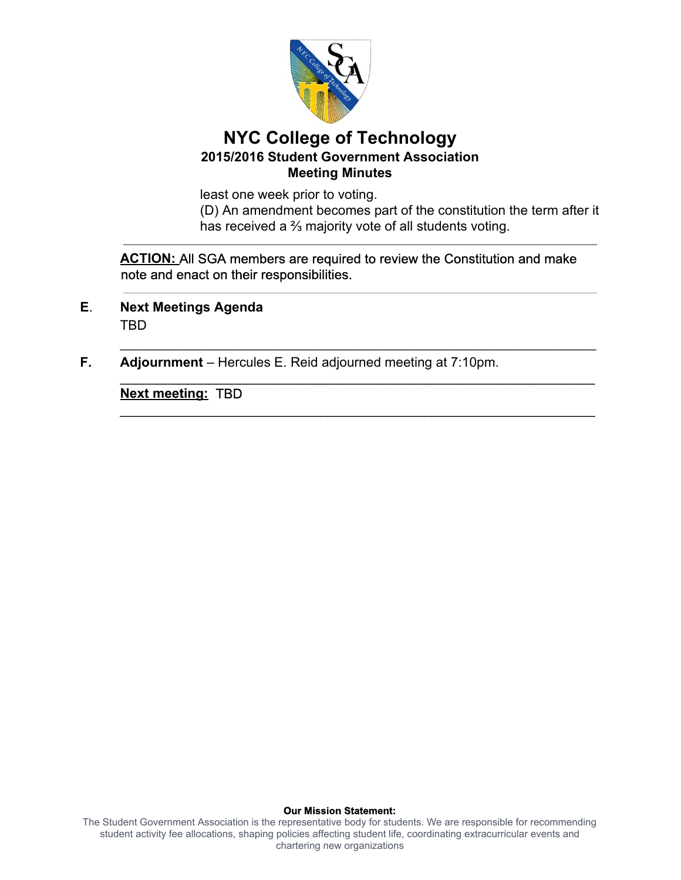least one week prior to voting.
(D) An amendment becomes part of the constitution the term after it has received a ⅔ majority vote of all students voting.

---

**ACTION:** All SGA members are required to review the Constitution and make note and enact on their responsibilities.

---

**E. Next Meetings Agenda**

TBD

---

**F. Adjournment** – Hercules E. Reid adjourned meeting at 7:10pm.

---

**Next meeting:** TBD

---

**Our Mission Statement:**
The Student Government Association is the representative body for students. We are responsible for recommending student activity fee allocations, shaping policies affecting student life, coordinating extracurricular events and chartering new organizations